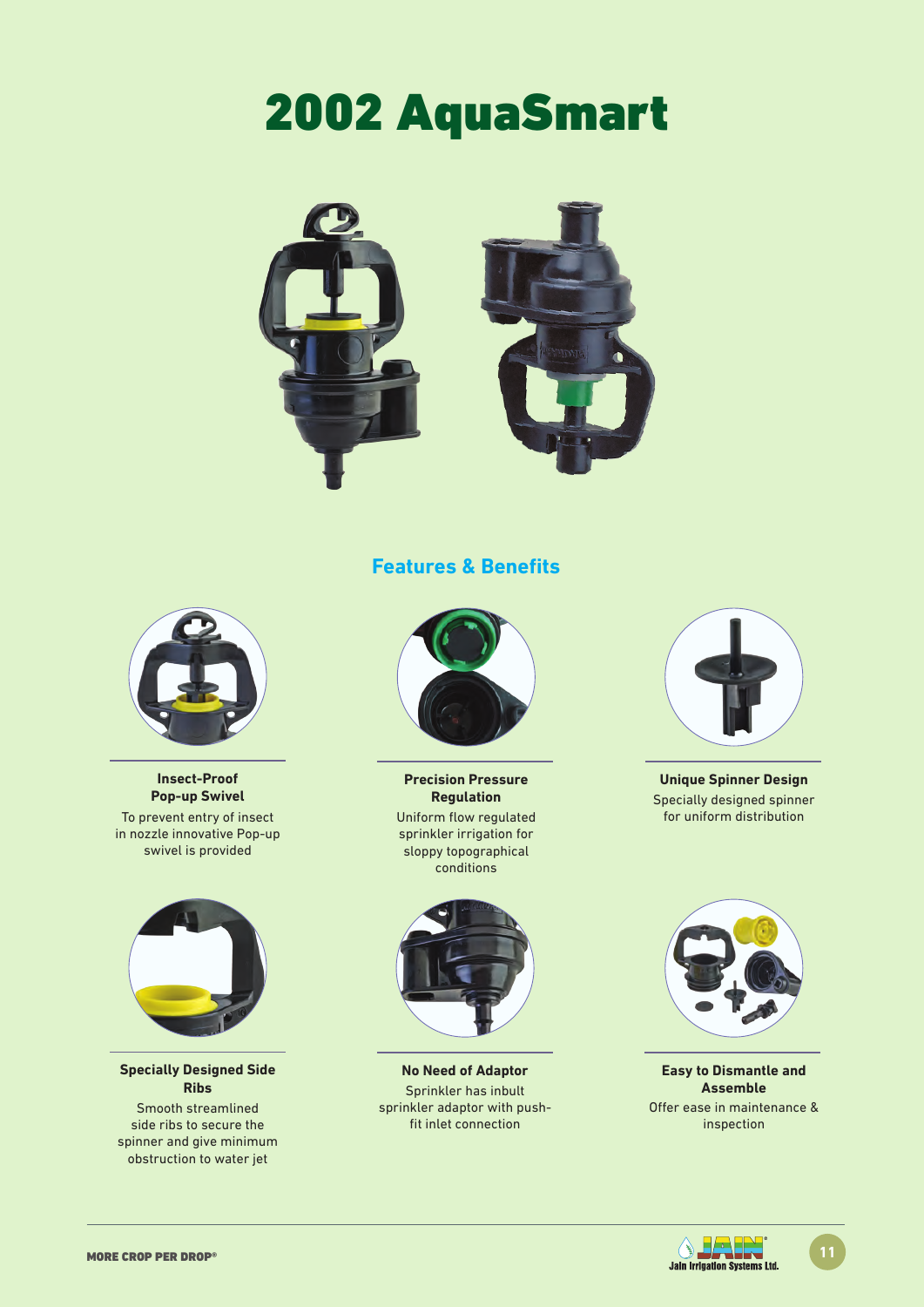# 2002 AquaSmart

## Features & Benefits

**Insect-Proof Pop-up Swivel**

To prevent entry of insect in nozzle innovative Pop-up swivel is provided

**Precision Pressure Regulation**

Uniform flow regulated sprinkler irrigation for sloppy topographical conditions

**Unique Spinner Design**

Specially designed spinner for uniform distribution

**Specially Designed Side Ribs**

Smooth streamlined side ribs to secure the spinner and give minimum obstruction to water jet

**No Need of Adaptor**

Sprinkler has inbult sprinkler adaptor with push-fit inlet connection

**Easy to Dismantle and Assemble**

Offer ease in maintenance & inspection

MORE CROP PER DROP®

Jain Irrigation Systems Ltd.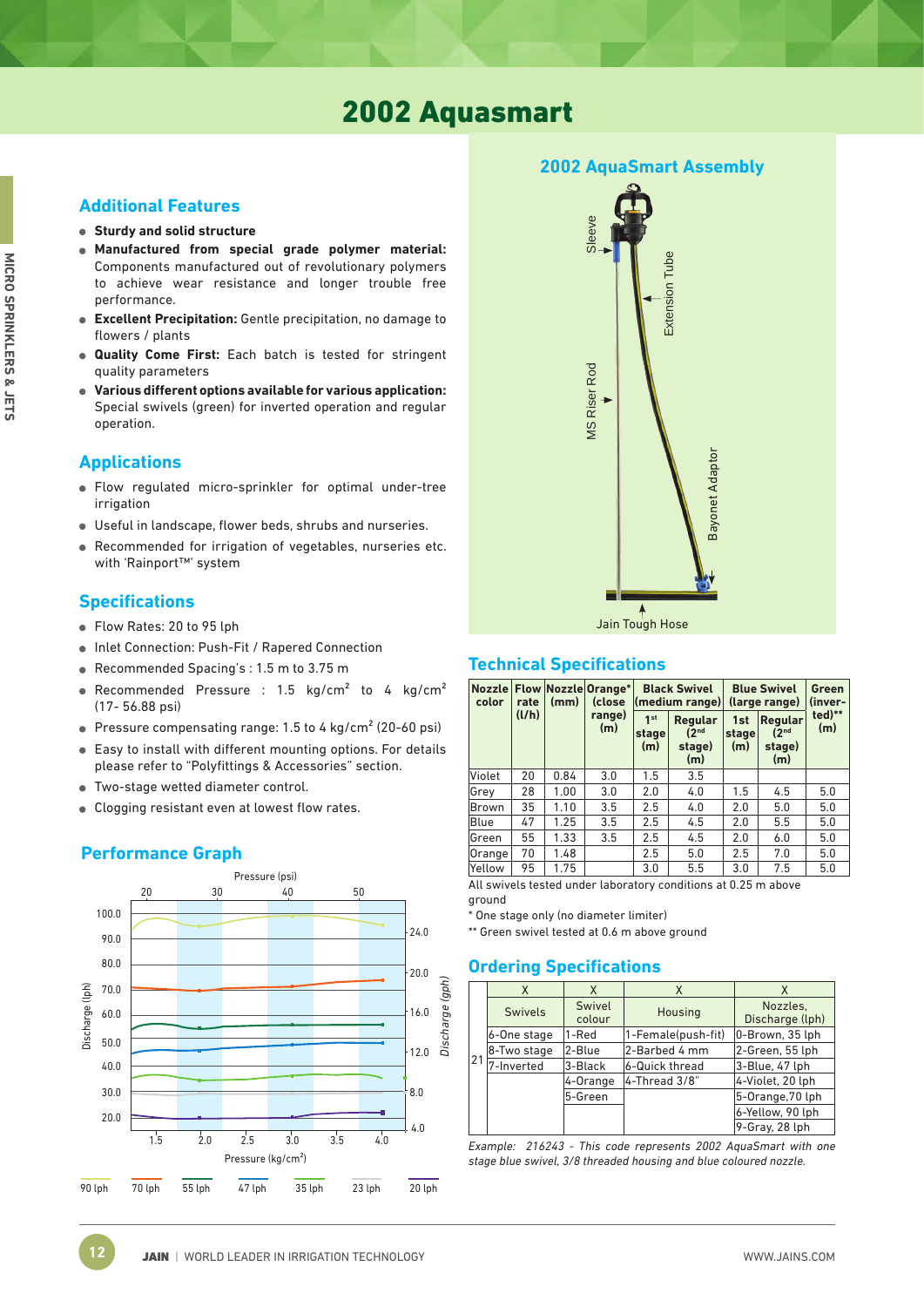# 2002 Aquasmart

## Additional Features

- **Sturdy and solid structure**
- **Manufactured from special grade polymer material:** Components manufactured out of revolutionary polymers to achieve wear resistance and longer trouble free performance.
- **Excellent Precipitation:** Gentle precipitation, no damage to flowers / plants
- **Quality Come First:** Each batch is tested for stringent quality parameters
- **Various different options available for various application:** Special swivels (green) for inverted operation and regular operation.

## Applications

- Flow regulated micro-sprinkler for optimal under-tree irrigation
- Useful in landscape, flower beds, shrubs and nurseries.
- Recommended for irrigation of vegetables, nurseries etc. with 'Rainport™' system

## Specifications

- Flow Rates: 20 to 95 lph
- Inlet Connection: Push-Fit / Rapered Connection
- Recommended Spacing's : 1.5 m to 3.75 m
- Recommended Pressure : 1.5 kg/cm² to 4 kg/cm² (17- 56.88 psi)
- Pressure compensating range: 1.5 to 4 kg/cm² (20-60 psi)
- Easy to install with different mounting options. For details please refer to "Polyfittings & Accessories" section.
- Two-stage wetted diameter control.
- Clogging resistant even at lowest flow rates.

## Performance Graph

Pressure (psi)

20 30 40 50

Discharge (lph)

100.0 90.0 80.0 70.0 60.0 50.0 40.0 30.0 20.0

Discharge (gph)

24.0 20.0 16.0 12.0 8.0 4.0

1.5 2.0 2.5 3.0 3.5 4.0

Pressure (kg/cm²)

90 lph 70 lph 55 lph 47 lph 35 lph 23 lph 20 lph

## 2002 AquaSmart Assembly

Sleeve

Extension Tube

MS Riser Rod

Bayonet Adaptor

Jain Tough Hose

## Technical Specifications

| Nozzle color | Flow rate (l/h) | Nozzle (mm) | Orange* (close range) (m) | Black Swivel (medium range) | | Blue Swivel (large range) | | Green (inverted)** (m) |
|---|---|---|---|---|---|---|---|---|
| | | | | 1st stage (m) | Regular (2nd stage) (m) | 1st stage (m) | Regular (2nd stage) (m) | |
| Violet | 20 | 0.84 | 3.0 | 1.5 | 3.5 | | | |
| Grey | 28 | 1.00 | 3.0 | 2.0 | 4.0 | 1.5 | 4.5 | 5.0 |
| Brown | 35 | 1.10 | 3.5 | 2.5 | 4.0 | 2.0 | 5.0 | 5.0 |
| Blue | 47 | 1.25 | 3.5 | 2.5 | 4.5 | 2.0 | 5.5 | 5.0 |
| Green | 55 | 1.33 | 3.5 | 2.5 | 4.5 | 2.0 | 6.0 | 5.0 |
| Orange | 70 | 1.48 | | 2.5 | 5.0 | 2.5 | 7.0 | 5.0 |
| Yellow | 95 | 1.75 | | 3.0 | 5.5 | 3.0 | 7.5 | 5.0 |

All swivels tested under laboratory conditions at 0.25 m above ground

\* One stage only (no diameter limiter)

\*\* Green swivel tested at 0.6 m above ground

## Ordering Specifications

| | X | X | X | X |
|---|---|---|---|---|
| | Swivels | Swivel colour | Housing | Nozzles, Discharge (lph) |
| 21 | 6-One stage | 1-Red | 1-Female(push-fit) | 0-Brown, 35 lph |
| | 8-Two stage | 2-Blue | 2-Barbed 4 mm | 2-Green, 55 lph |
| | 7-Inverted | 3-Black | 6-Quick thread | 3-Blue, 47 lph |
| | | 4-Orange | 4-Thread 3/8" | 4-Violet, 20 lph |
| | | 5-Green | | 5-Orange,70 lph |
| | | | | 6-Yellow, 90 lph |
| | | | | 9-Gray, 28 lph |

*Example: 216243 - This code represents 2002 AquaSmart with one stage blue swivel, 3/8 threaded housing and blue coloured nozzle.*